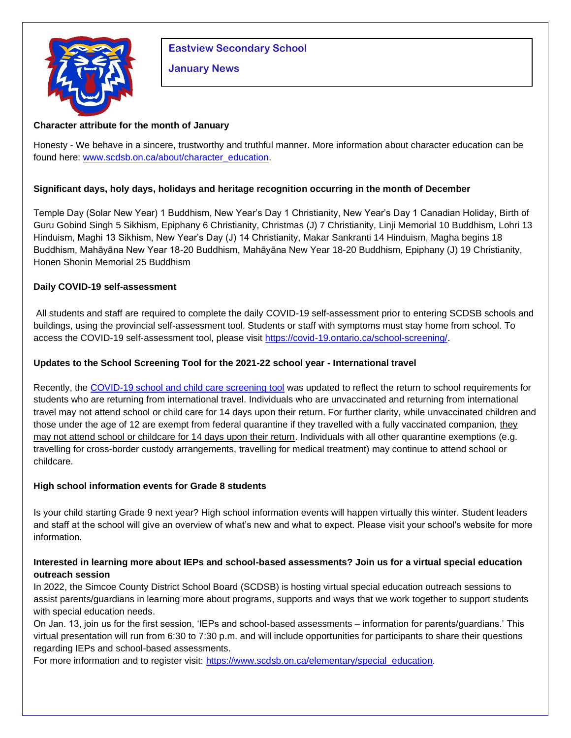# Eastview Secondary School

## January News

**Character attribute for the month of January**

Honesty - We behave in a sincere, trustworthy and truthful manner. More information about character education can be found here: [www.scdsb.on.ca/about/character_education](www.scdsb.on.ca/about/character_education).

**Significant days, holy days, holidays and heritage recognition occurring in the month of December**

Temple Day (Solar New Year) 1 Buddhism, New Year's Day 1 Christianity, New Year's Day 1 Canadian Holiday, Birth of Guru Gobind Singh 5 Sikhism, Epiphany 6 Christianity, Christmas (J) 7 Christianity, Linji Memorial 10 Buddhism, Lohri 13 Hinduism, Maghi 13 Sikhism, New Year's Day (J) 14 Christianity, Makar Sankranti 14 Hinduism, Magha begins 18 Buddhism, Mahāyāna New Year 18-20 Buddhism, Mahāyāna New Year 18-20 Buddhism, Epiphany (J) 19 Christianity, Honen Shonin Memorial 25 Buddhism

**Daily COVID-19 self-assessment**

All students and staff are required to complete the daily COVID-19 self-assessment prior to entering SCDSB schools and buildings, using the provincial self-assessment tool. Students or staff with symptoms must stay home from school. To access the COVID-19 self-assessment tool, please visit [https://covid-19.ontario.ca/school-screening/](https://covid-19.ontario.ca/school-screening/).

**Updates to the School Screening Tool for the 2021-22 school year - International travel**

Recently, the COVID-19 school and child care screening tool was updated to reflect the return to school requirements for students who are returning from international travel. Individuals who are unvaccinated and returning from international travel may not attend school or child care for 14 days upon their return. For further clarity, while unvaccinated children and those under the age of 12 are exempt from federal quarantine if they travelled with a fully vaccinated companion, they may not attend school or childcare for 14 days upon their return. Individuals with all other quarantine exemptions (e.g. travelling for cross-border custody arrangements, travelling for medical treatment) may continue to attend school or childcare.

**High school information events for Grade 8 students**

Is your child starting Grade 9 next year? High school information events will happen virtually this winter. Student leaders and staff at the school will give an overview of what's new and what to expect. Please visit your school's website for more information.

**Interested in learning more about IEPs and school-based assessments? Join us for a virtual special education outreach session**

In 2022, the Simcoe County District School Board (SCDSB) is hosting virtual special education outreach sessions to assist parents/guardians in learning more about programs, supports and ways that we work together to support students with special education needs.

On Jan. 13, join us for the first session, 'IEPs and school-based assessments – information for parents/guardians.' This virtual presentation will run from 6:30 to 7:30 p.m. and will include opportunities for participants to share their questions regarding IEPs and school-based assessments.

For more information and to register visit: [https://www.scdsb.on.ca/elementary/special_education](https://www.scdsb.on.ca/elementary/special_education).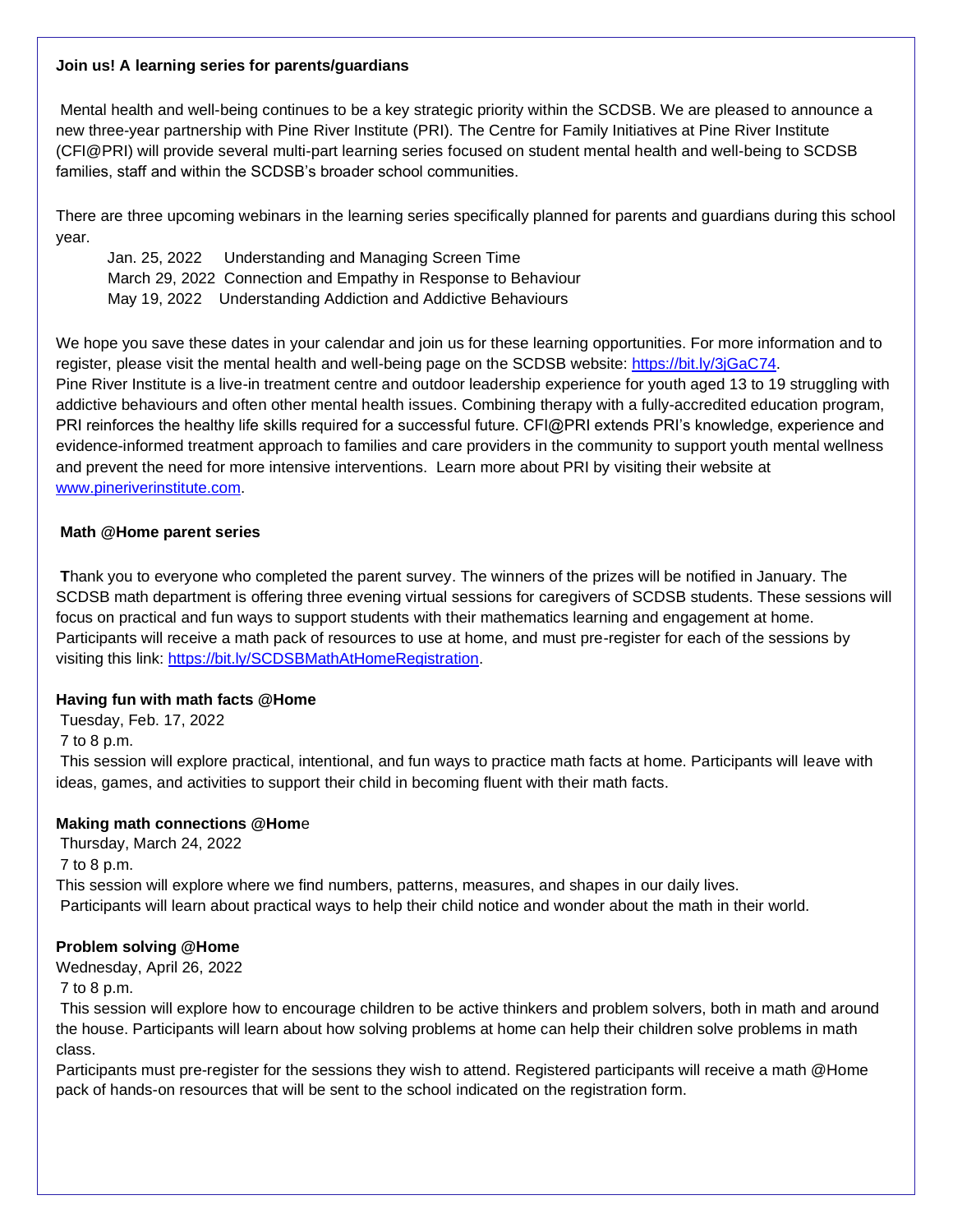**Join us! A learning series for parents/guardians**

Mental health and well-being continues to be a key strategic priority within the SCDSB. We are pleased to announce a new three-year partnership with Pine River Institute (PRI). The Centre for Family Initiatives at Pine River Institute (CFI@PRI) will provide several multi-part learning series focused on student mental health and well-being to SCDSB families, staff and within the SCDSB's broader school communities.

There are three upcoming webinars in the learning series specifically planned for parents and guardians during this school year.

Jan. 25, 2022 Understanding and Managing Screen Time
March 29, 2022 Connection and Empathy in Response to Behaviour
May 19, 2022 Understanding Addiction and Addictive Behaviours

We hope you save these dates in your calendar and join us for these learning opportunities. For more information and to register, please visit the mental health and well-being page on the SCDSB website: https://bit.ly/3jGaC74.
Pine River Institute is a live-in treatment centre and outdoor leadership experience for youth aged 13 to 19 struggling with addictive behaviours and often other mental health issues. Combining therapy with a fully-accredited education program, PRI reinforces the healthy life skills required for a successful future. CFI@PRI extends PRI's knowledge, experience and evidence-informed treatment approach to families and care providers in the community to support youth mental wellness and prevent the need for more intensive interventions. Learn more about PRI by visiting their website at www.pineriverinstitute.com.

**Math @Home parent series**

Thank you to everyone who completed the parent survey. The winners of the prizes will be notified in January. The SCDSB math department is offering three evening virtual sessions for caregivers of SCDSB students. These sessions will focus on practical and fun ways to support students with their mathematics learning and engagement at home. Participants will receive a math pack of resources to use at home, and must pre-register for each of the sessions by visiting this link: https://bit.ly/SCDSBMathAtHomeRegistration.

**Having fun with math facts @Home**
Tuesday, Feb. 17, 2022
7 to 8 p.m.
This session will explore practical, intentional, and fun ways to practice math facts at home. Participants will leave with ideas, games, and activities to support their child in becoming fluent with their math facts.

**Making math connections @Home**
Thursday, March 24, 2022
7 to 8 p.m.
This session will explore where we find numbers, patterns, measures, and shapes in our daily lives.
Participants will learn about practical ways to help their child notice and wonder about the math in their world.

**Problem solving @Home**
Wednesday, April 26, 2022
7 to 8 p.m.
This session will explore how to encourage children to be active thinkers and problem solvers, both in math and around the house. Participants will learn about how solving problems at home can help their children solve problems in math class.
Participants must pre-register for the sessions they wish to attend. Registered participants will receive a math @Home pack of hands-on resources that will be sent to the school indicated on the registration form.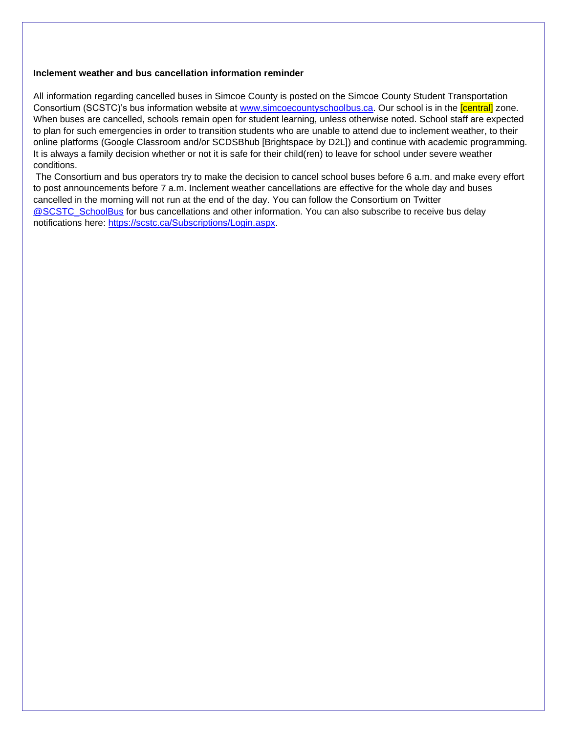**Inclement weather and bus cancellation information reminder**

All information regarding cancelled buses in Simcoe County is posted on the Simcoe County Student Transportation Consortium (SCSTC)'s bus information website at [www.simcoecountyschoolbus.ca](http://www.simcoecountyschoolbus.ca). Our school is in the [central] zone. When buses are cancelled, schools remain open for student learning, unless otherwise noted. School staff are expected to plan for such emergencies in order to transition students who are unable to attend due to inclement weather, to their online platforms (Google Classroom and/or SCDSBhub [Brightspace by D2L]) and continue with academic programming. It is always a family decision whether or not it is safe for their child(ren) to leave for school under severe weather conditions.

The Consortium and bus operators try to make the decision to cancel school buses before 6 a.m. and make every effort to post announcements before 7 a.m. Inclement weather cancellations are effective for the whole day and buses cancelled in the morning will not run at the end of the day. You can follow the Consortium on Twitter [@SCSTC_SchoolBus](https://twitter.com/SCSTC_SchoolBus) for bus cancellations and other information. You can also subscribe to receive bus delay notifications here: [https://scstc.ca/Subscriptions/Login.aspx](https://scstc.ca/Subscriptions/Login.aspx).